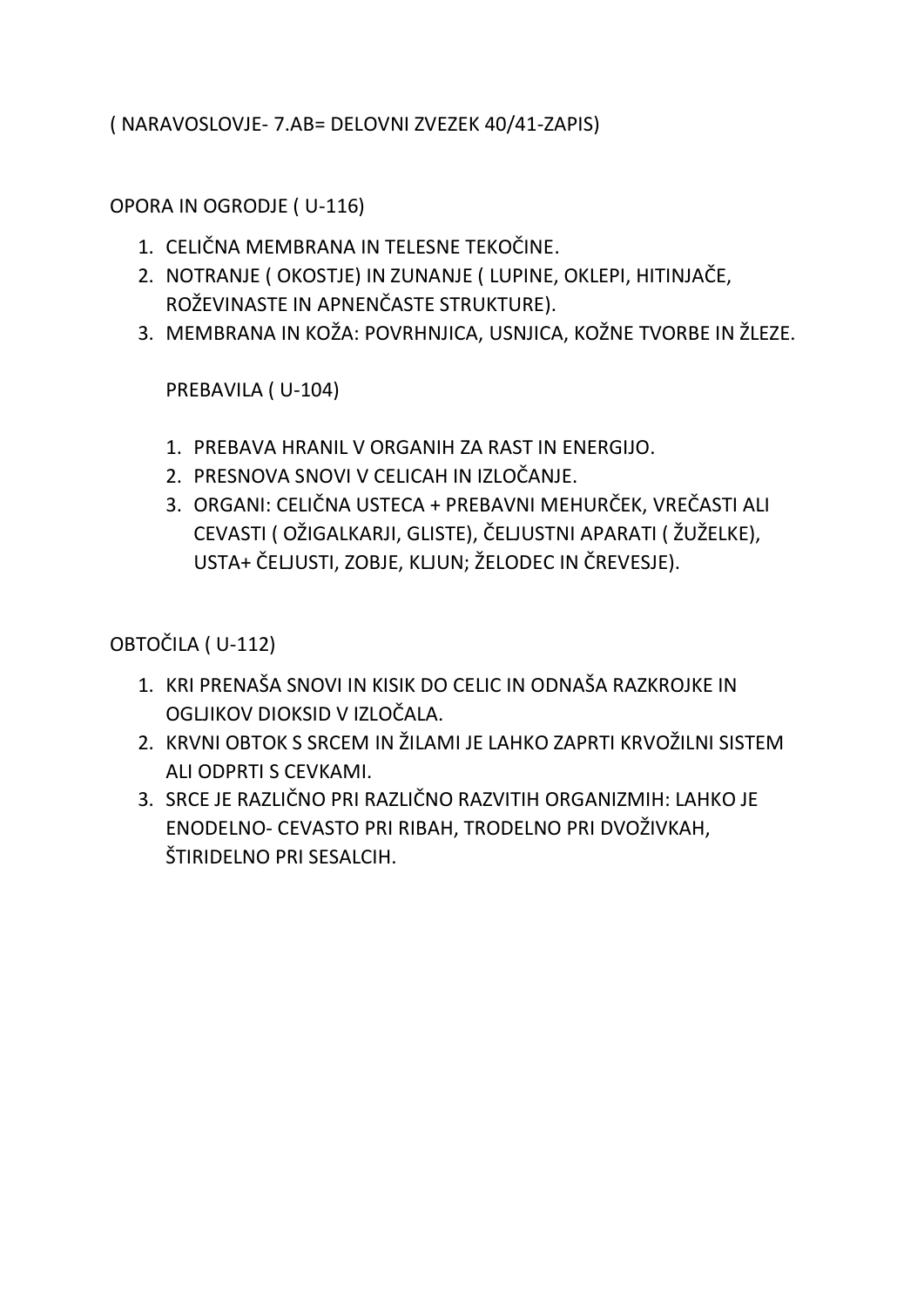( NARAVOSLOVJE- 7.AB= DELOVNI ZVEZEK 40/41-ZAPIS)

OPORA IN OGRODJE ( U-116)

1. CELIČNA MEMBRANA IN TELESNE TEKOČINE.
2. NOTRANJE ( OKOSTJE) IN ZUNANJE ( LUPINE, OKLEPI, HITINJAČE, ROŽEVINASTE IN APNENČASTE STRUKTURE).
3. MEMBRANA IN KOŽA: POVRHNJICA, USNJICA, KOŽNE TVORBE IN ŽLEZE.

PREBAVILA ( U-104)

1. PREBAVA HRANIL V ORGANIH ZA RAST IN ENERGIJO.
2. PRESNOVA SNOVI V CELICAH IN IZLOČANJE.
3. ORGANI: CELIČNA USTECA + PREBAVNI MEHURČEK, VREČASTI ALI CEVASTI ( OŽIGALKARJI, GLISTE), ČELJUSTNI APARATI ( ŽUŽELKE), USTA+ ČELJUSTI, ZOBJE, KLJUN; ŽELODEC IN ČREVESJE).

OBTOČILA ( U-112)

1. KRI PRENAŠA SNOVI IN KISIK DO CELIC IN ODNAŠA RAZKROJKE IN OGLJIKOV DIOKSID V IZLOČALA.
2. KRVNI OBTOK S SRCEM IN ŽILAMI JE LAHKO ZAPRTI KRVOŽILNI SISTEM ALI ODPRTI S CEVKAMI.
3. SRCE JE RAZLIČNO PRI RAZLIČNO RAZVITIH ORGANIZMIH: LAHKO JE ENODELNO- CEVASTO PRI RIBAH, TRODELNO PRI DVOŽIVKAH, ŠTIRIDELNO PRI SESALCIH.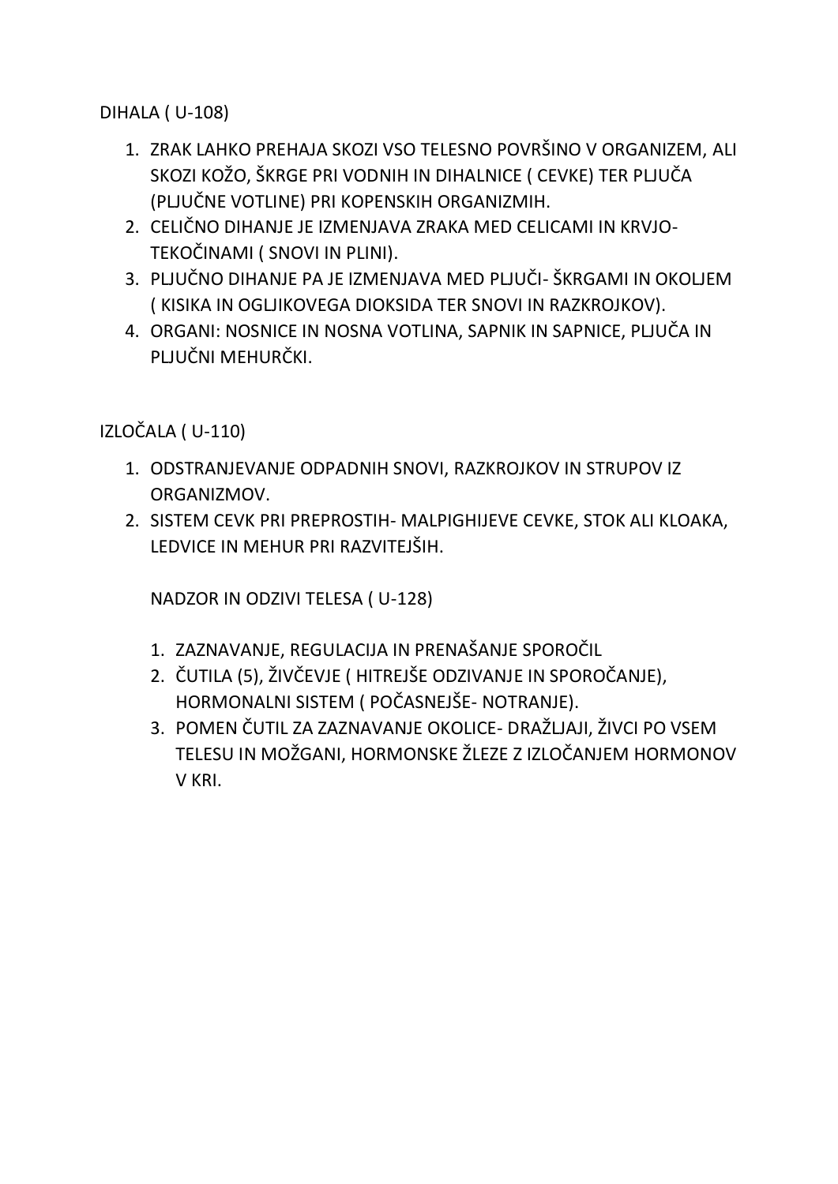DIHALA ( U-108)

1. ZRAK LAHKO PREHAJA SKOZI VSO TELESNO POVRŠINO V ORGANIZEM, ALI SKOZI KOŽO, ŠKRGE PRI VODNIH IN DIHALNICE ( CEVKE) TER PLJUČA (PLJUČNE VOTLINE) PRI KOPENSKIH ORGANIZMIH.
2. CELIČNO DIHANJE JE IZMENJAVA ZRAKA MED CELICAMI IN KRVJO-TEKOČINAMI ( SNOVI IN PLINI).
3. PLJUČNO DIHANJE PA JE IZMENJAVA MED PLJUČI- ŠKRGAMI IN OKOLJEM ( KISIKA IN OGLJIKOVEGA DIOKSIDA TER SNOVI IN RAZKROJKOV).
4. ORGANI: NOSNICE IN NOSNA VOTLINA, SAPNIK IN SAPNICE, PLJUČA IN PLJUČNI MEHURČKI.

IZLOČALA ( U-110)

1. ODSTRANJEVANJE ODPADNIH SNOVI, RAZKROJKOV IN STRUPOV IZ ORGANIZMOV.
2. SISTEM CEVK PRI PREPROSTIH- MALPIGHIJEVE CEVKE, STOK ALI KLOAKA, LEDVICE IN MEHUR PRI RAZVITEJŠIH.

NADZOR IN ODZIVI TELESA ( U-128)

1. ZAZNAVANJE, REGULACIJA IN PRENAŠANJE SPOROČIL
2. ČUTILA (5), ŽIVČEVJE ( HITREJŠE ODZIVANJE IN SPOROČANJE), HORMONALNI SISTEM ( POČASNEJŠE- NOTRANJE).
3. POMEN ČUTIL ZA ZAZNAVANJE OKOLICE- DRAŽLJAJI, ŽIVCI PO VSEM TELESU IN MOŽGANI, HORMONSKE ŽLEZE Z IZLOČANJEM HORMONOV V KRI.